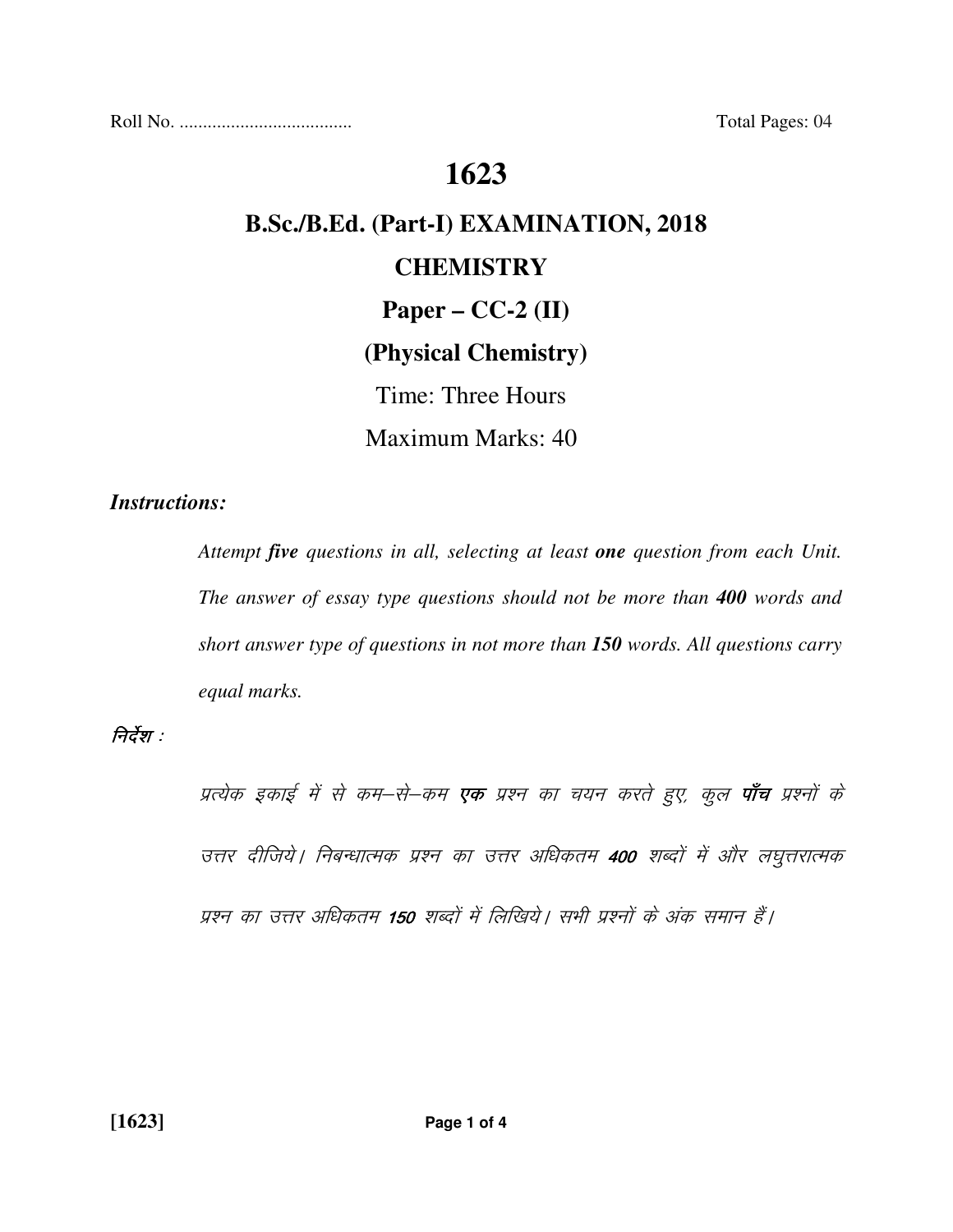Roll No. ..................................... Total Pages: 04

# 1623

## B.Sc./B.Ed. (Part-I) EXAMINATION, 2018

## CHEMISTRY

## Paper – CC-2 (II)

## (Physical Chemistry)

Time: Three Hours

Maximum Marks: 40

***Instructions:***

*Attempt **five** questions in all, selecting at least **one** question from each Unit. The answer of essay type questions should not be more than **400** words and short answer type of questions in not more than **150** words. All questions carry equal marks.*

*निर्देश :*

*प्रत्येक इकाई में से कम–से–कम **एक** प्रश्न का चयन करते हुए, कुल **पाँच** प्रश्नों के उत्तर दीजिये। निबन्धात्मक प्रश्न का उत्तर अधिकतम **400** शब्दों में और लघुत्तरात्मक प्रश्न का उत्तर अधिकतम **150** शब्दों में लिखिये। सभी प्रश्नों के अंक समान हैं।*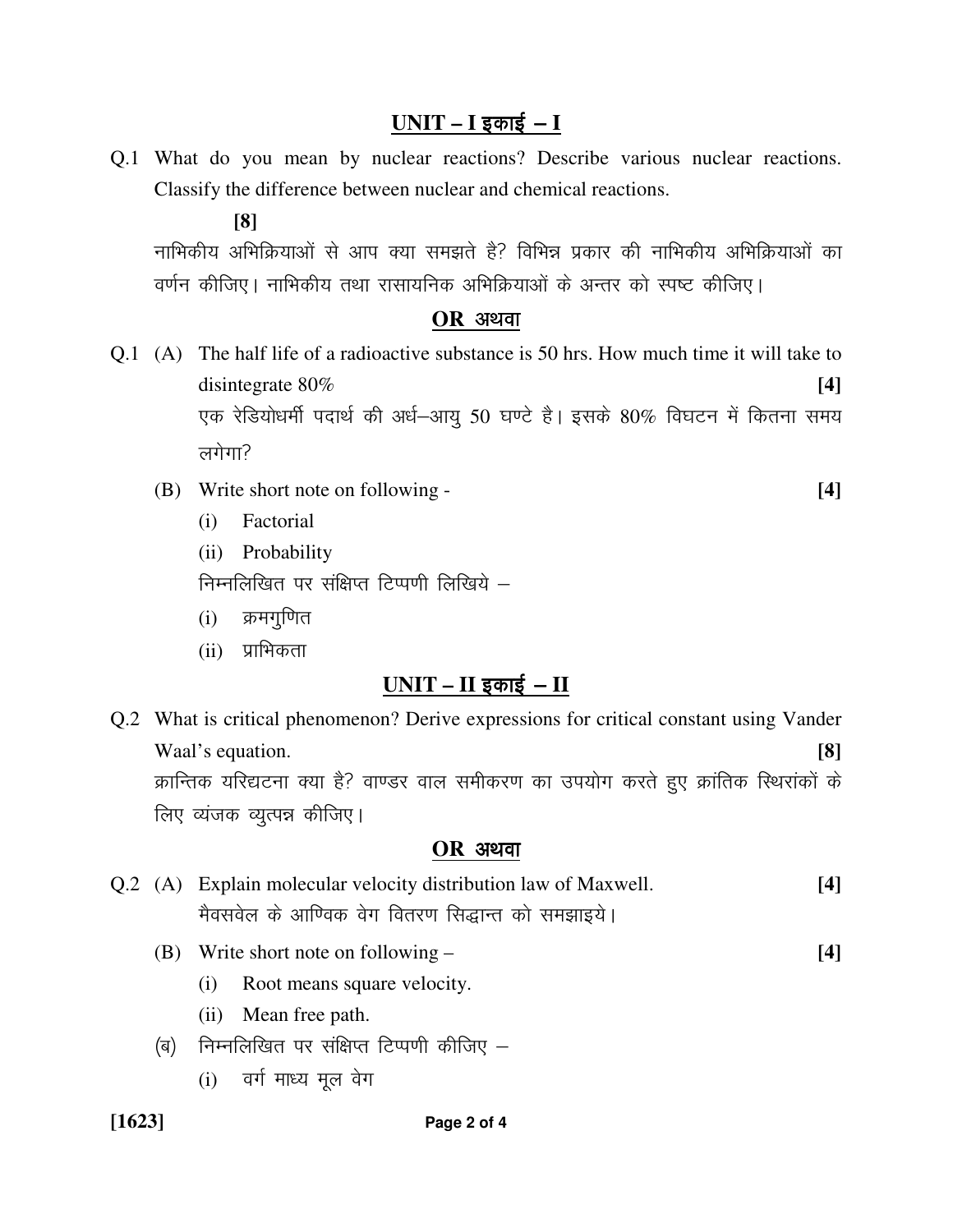## UNIT – I इकाई – I

Q.1 What do you mean by nuclear reactions? Describe various nuclear reactions. Classify the difference between nuclear and chemical reactions. **[8]**

नाभिकीय अभिक्रियाओं से आप क्या समझते है? विभिन्न प्रकार की नाभिकीय अभिक्रियाओं का वर्णन कीजिए। नाभिकीय तथा रासायनिक अभिक्रियाओं के अन्तर को स्पष्ट कीजिए।

**OR अथवा**

Q.1 (A) The half life of a radioactive substance is 50 hrs. How much time it will take to disintegrate 80% **[4]**

एक रेडियोधर्मी पदार्थ की अर्ध–आयु 50 घण्टे है। इसके 80% विघटन में कितना समय लगेगा?

(B) Write short note on following - **[4]**

(i) Factorial

(ii) Probability

निम्नलिखित पर संक्षिप्त टिप्पणी लिखिये –

(i) क्रमगुणित

(ii) प्राभिकता

## UNIT – II इकाई – II

Q.2 What is critical phenomenon? Derive expressions for critical constant using Vander Waal's equation. **[8]**

क्रान्तिक यरिद्यटना क्या है? वाण्डर वाल समीकरण का उपयोग करते हुए क्रांतिक स्थिरांकों के लिए व्यंजक व्युत्पन्न कीजिए।

**OR अथवा**

Q.2 (A) Explain molecular velocity distribution law of Maxwell. **[4]**

मैक्सवेल के आण्विक वेग वितरण सिद्धान्त को समझाइये।

(B) Write short note on following – **[4]**

(i) Root means square velocity.

(ii) Mean free path.

(ब) निम्नलिखित पर संक्षिप्त टिप्पणी कीजिए –

(i) वर्ग माध्य मूल वेग

[1623]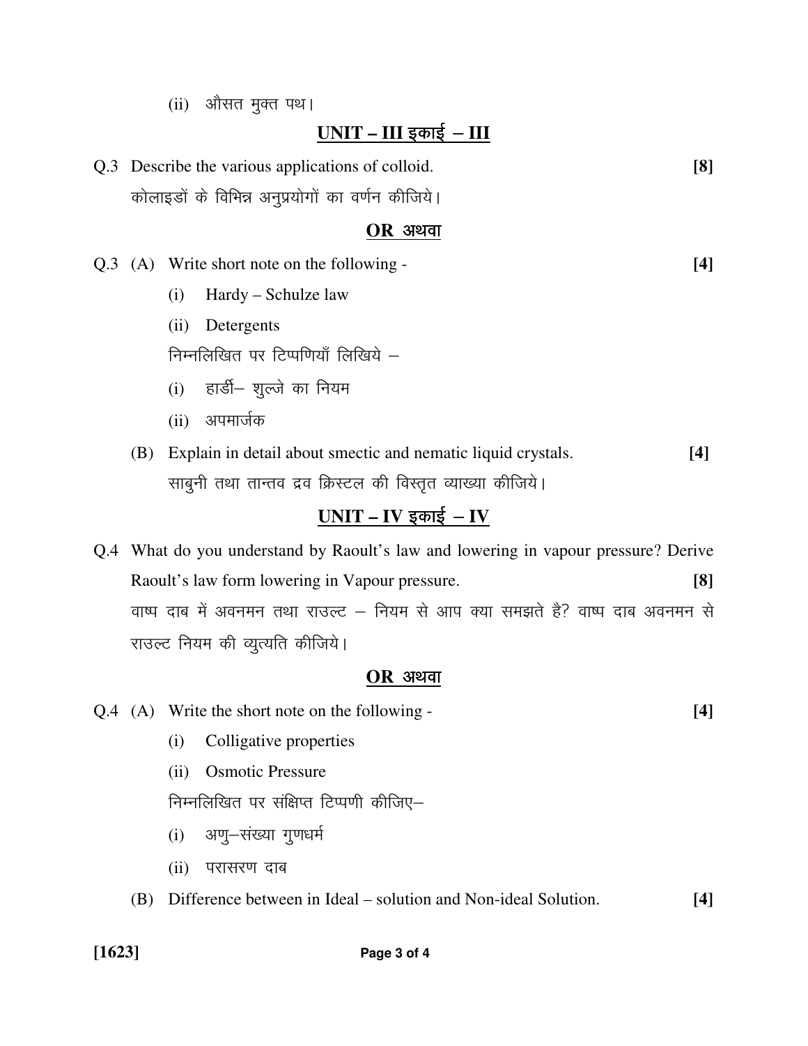(ii) औसत मुक्त पथ।

## UNIT – III इकाई – III

Q.3 Describe the various applications of colloid. **[8]**

कोलाइडों के विभिन्न अनुप्रयोगों का वर्णन कीजिये।

**OR अथवा**

Q.3 (A) Write short note on the following - **[4]**

(i) Hardy – Schulze law

(ii) Detergents

निम्नलिखित पर टिप्पणियाँ लिखिये –

(i) हार्डी– शुल्जे का नियम

(ii) अपमार्जक

(B) Explain in detail about smectic and nematic liquid crystals. **[4]**

साबुनी तथा तान्तव द्रव क्रिस्टल की विस्तृत व्याख्या कीजिये।

## UNIT – IV इकाई – IV

Q.4 What do you understand by Raoult's law and lowering in vapour pressure? Derive Raoult's law form lowering in Vapour pressure. **[8]**

वाष्प दाब में अवनमन तथा राउल्ट – नियम से आप क्या समझते है? वाष्प दाब अवनमन से राउल्ट नियम की व्युत्पति कीजिये।

**OR अथवा**

Q.4 (A) Write the short note on the following - **[4]**

(i) Colligative properties

(ii) Osmotic Pressure

निम्नलिखित पर संक्षिप्त टिप्पणी कीजिए–

(i) अणु–संख्या गुणधर्म

(ii) परासरण दाब

(B) Difference between in Ideal – solution and Non-ideal Solution. **[4]**

[1623]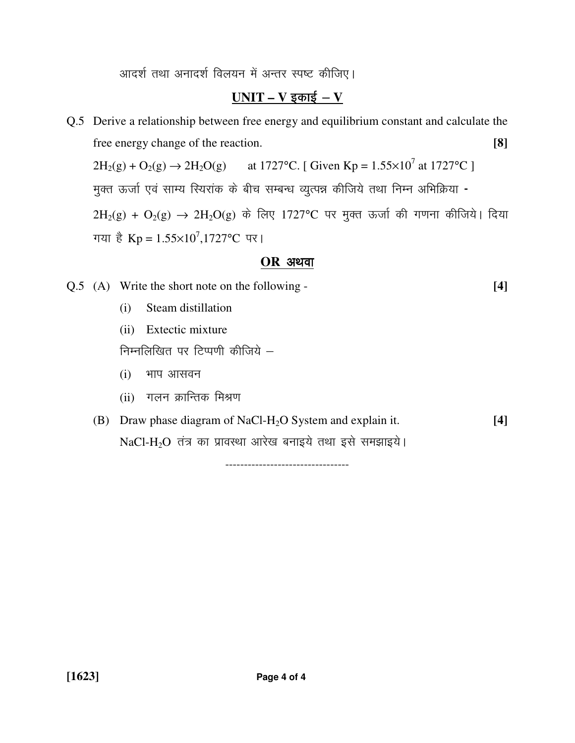आदर्श तथा अनादर्श विलयन में अन्तर स्पष्ट कीजिए।

## UNIT – V इकाई – V

Q.5 Derive a relationship between free energy and equilibrium constant and calculate the free energy change of the reaction. **[8]**

$2H_2(g) + O_2(g) \rightarrow 2H_2O(g)$ at 1727°C. [ Given $Kp = 1.55 \times 10^7$ at 1727°C ]

मुक्त ऊर्जा एवं साम्य स्यिरांक के बीच सम्बन्ध व्युत्पन्न कीजिये तथा निम्न अभिक्रिया -

$2H_2(g) + O_2(g) \rightarrow 2H_2O(g)$ के लिए 1727°C पर मुक्त ऊर्जा की गणना कीजिये। दिया गया है $Kp = 1.55 \times 10^7$,1727°C पर।

## OR अथवा

Q.5 (A) Write the short note on the following - **[4]**

(i) Steam distillation

(ii) Extectic mixture

निम्नलिखित पर टिप्पणी कीजिये –

(i) भाप आसवन

(ii) गलन क्रान्तिक मिश्रण

(B) Draw phase diagram of NaCl-$H_2O$ System and explain it. **[4]**

NaCl-$H_2O$ तंत्र का प्रावस्था आरेख बनाइये तथा इसे समझाइये।

---------------------------------